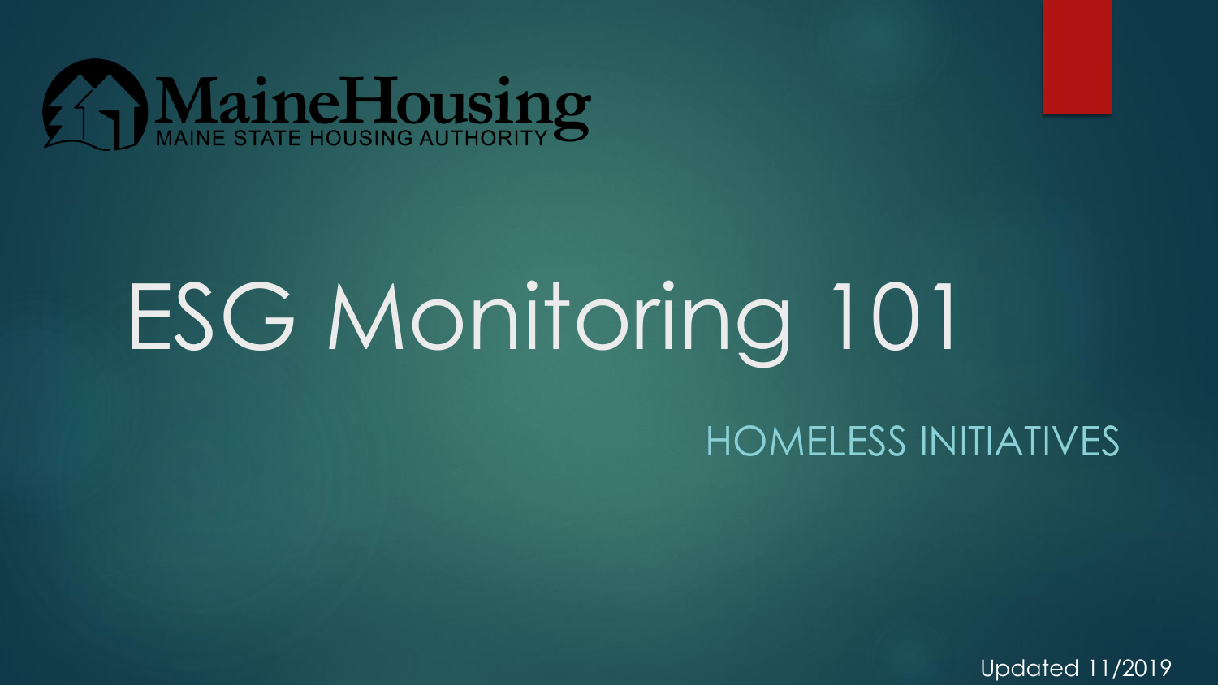MaineHousing
MAINE STATE HOUSING AUTHORITY

# ESG Monitoring 101

## HOMELESS INITIATIVES

Updated 11/2019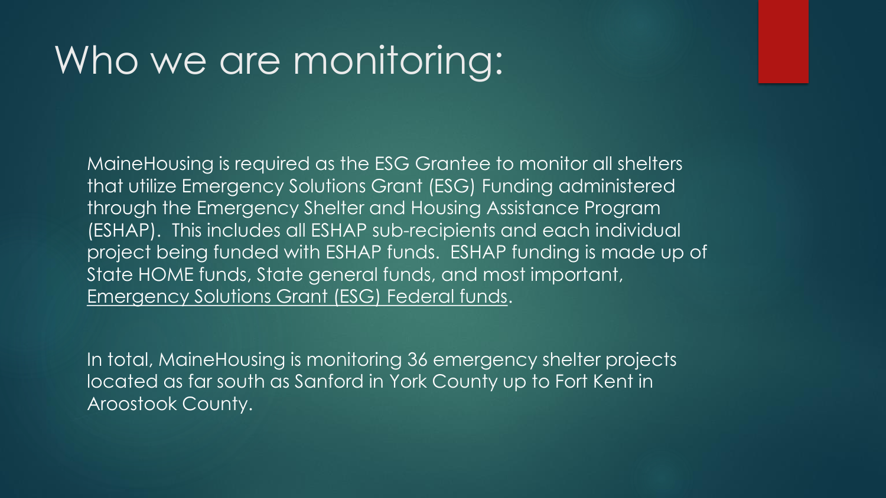# Who we are monitoring:

MaineHousing is required as the ESG Grantee to monitor all shelters that utilize Emergency Solutions Grant (ESG) Funding administered through the Emergency Shelter and Housing Assistance Program (ESHAP). This includes all ESHAP sub-recipients and each individual project being funded with ESHAP funds. ESHAP funding is made up of State HOME funds, State general funds, and most important, <u>Emergency Solutions Grant (ESG) Federal funds</u>.

In total, MaineHousing is monitoring 36 emergency shelter projects located as far south as Sanford in York County up to Fort Kent in Aroostook County.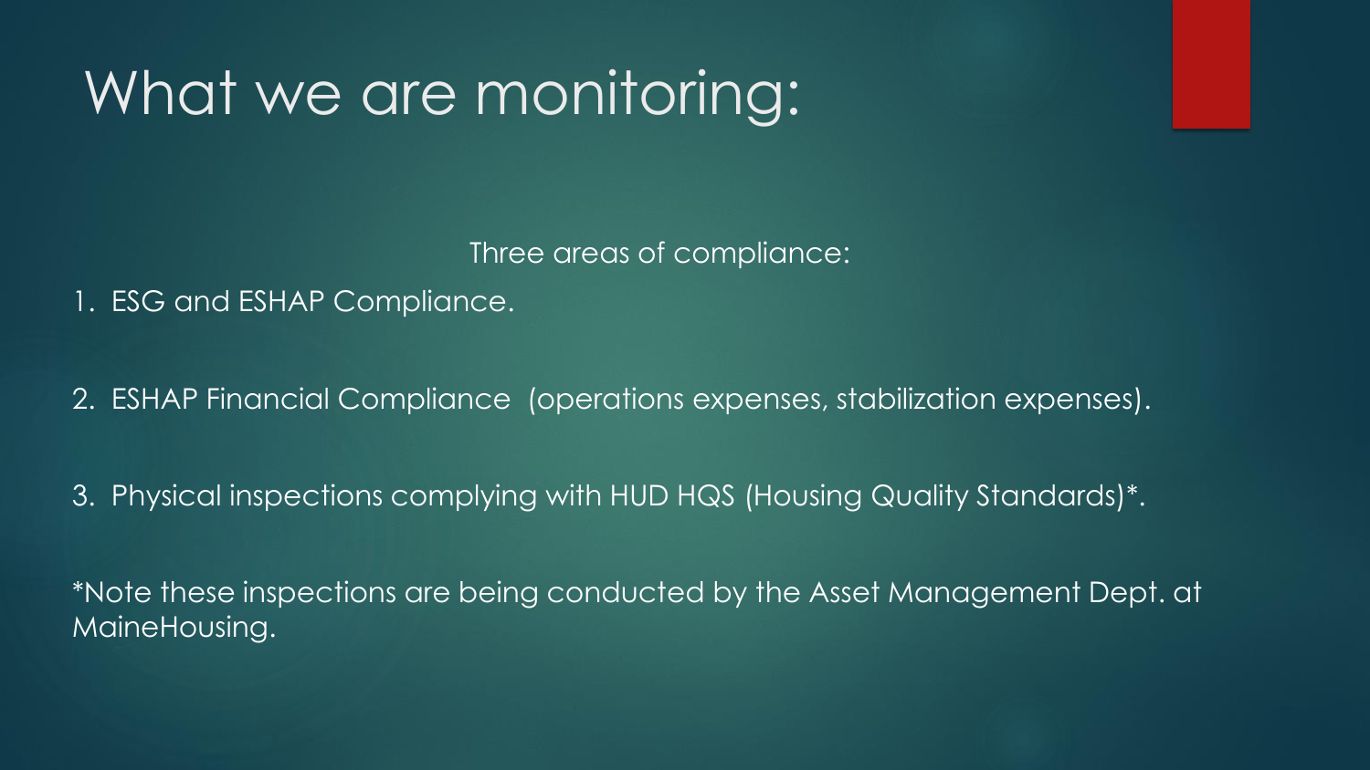# What we are monitoring:

Three areas of compliance:

1. ESG and ESHAP Compliance.

2. ESHAP Financial Compliance (operations expenses, stabilization expenses).

3. Physical inspections complying with HUD HQS (Housing Quality Standards)*.

*Note these inspections are being conducted by the Asset Management Dept. at MaineHousing.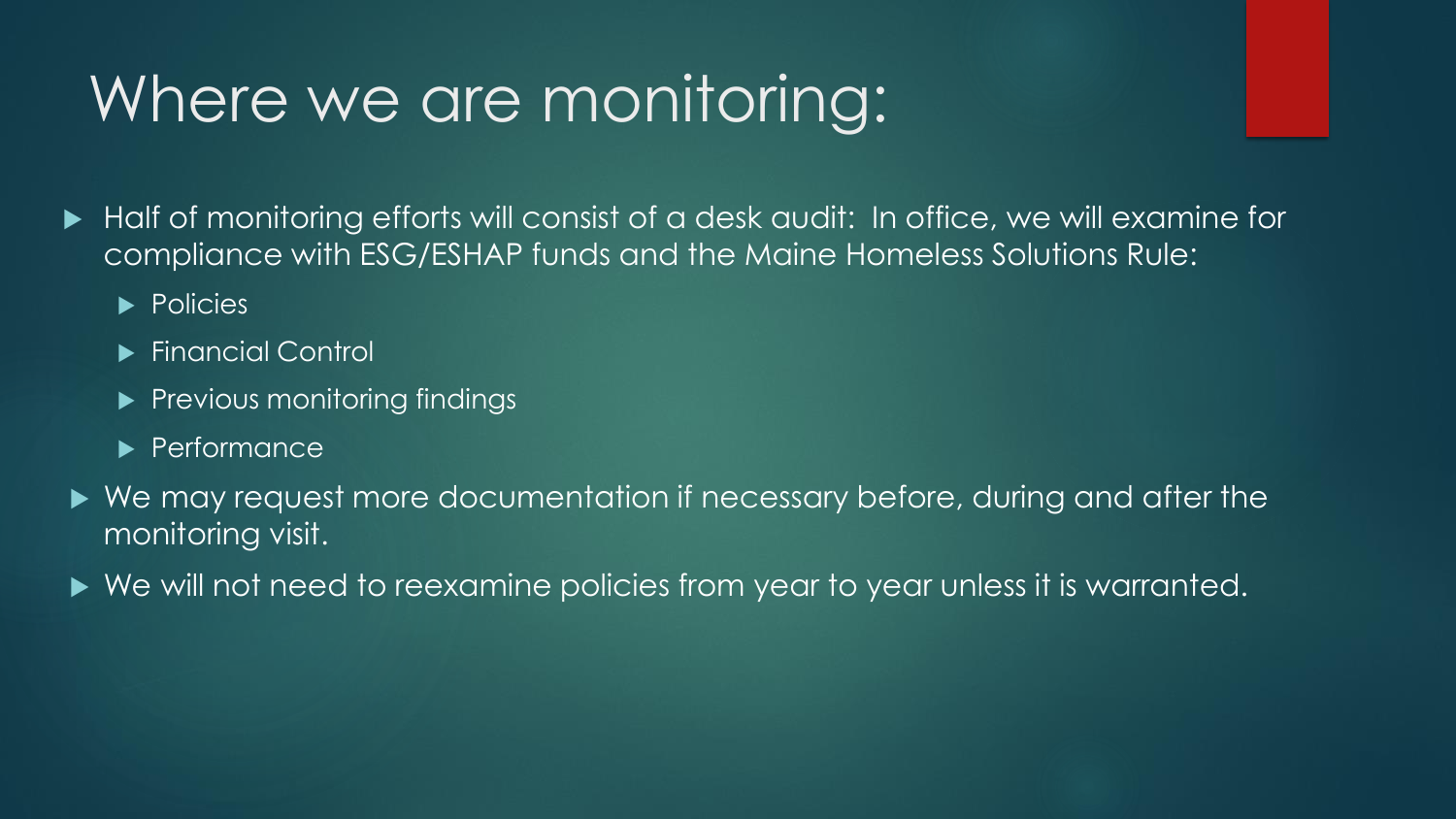# Where we are monitoring:

- Half of monitoring efforts will consist of a desk audit: In office, we will examine for compliance with ESG/ESHAP funds and the Maine Homeless Solutions Rule:
  - Policies
  - Financial Control
  - Previous monitoring findings
  - Performance
- We may request more documentation if necessary before, during and after the monitoring visit.
- We will not need to reexamine policies from year to year unless it is warranted.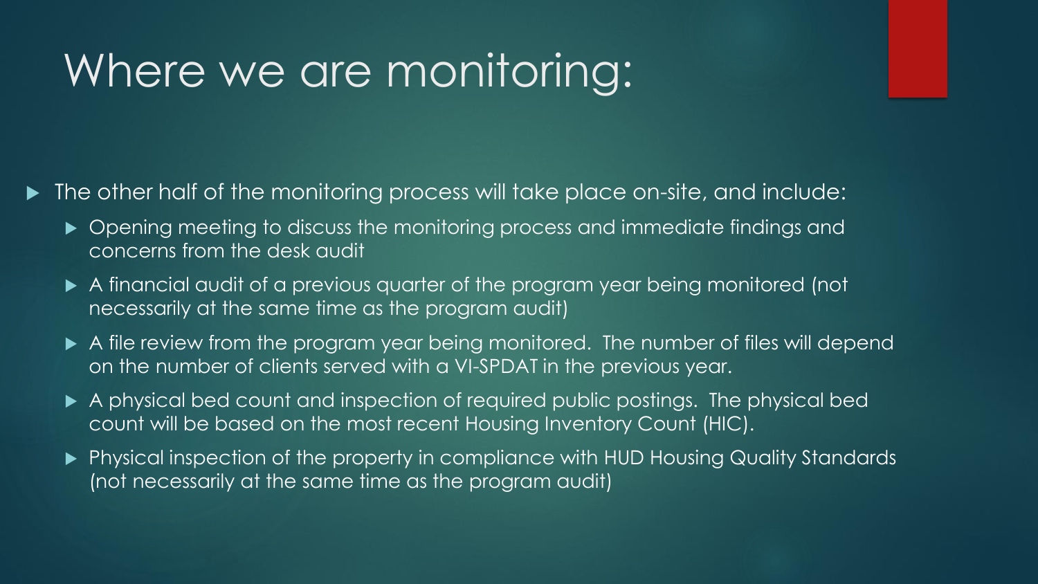# Where we are monitoring:

- The other half of the monitoring process will take place on-site, and include:
  - Opening meeting to discuss the monitoring process and immediate findings and concerns from the desk audit
  - A financial audit of a previous quarter of the program year being monitored (not necessarily at the same time as the program audit)
  - A file review from the program year being monitored. The number of files will depend on the number of clients served with a VI-SPDAT in the previous year.
  - A physical bed count and inspection of required public postings. The physical bed count will be based on the most recent Housing Inventory Count (HIC).
  - Physical inspection of the property in compliance with HUD Housing Quality Standards (not necessarily at the same time as the program audit)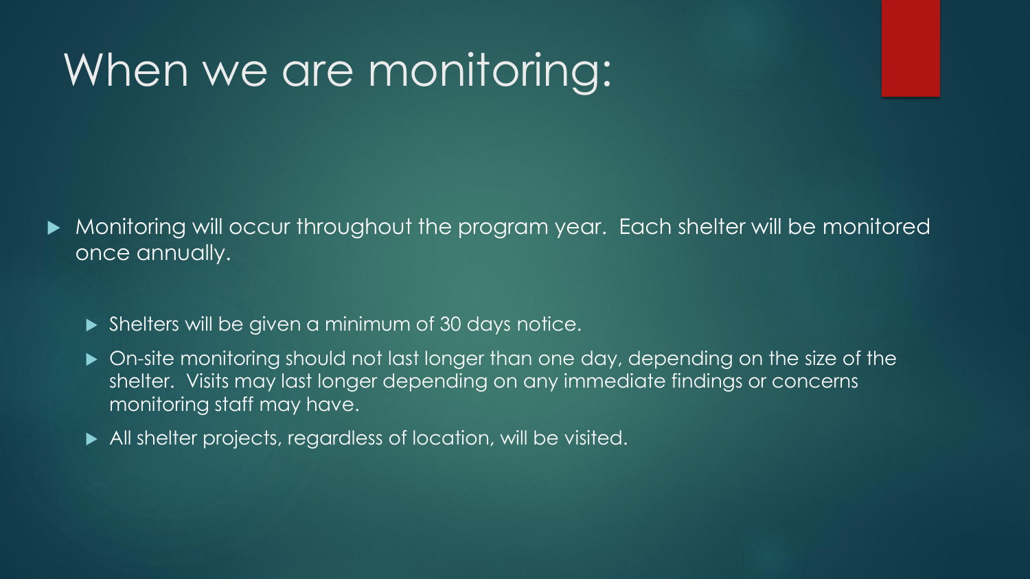# When we are monitoring:

- Monitoring will occur throughout the program year.  Each shelter will be monitored once annually.
  - Shelters will be given a minimum of 30 days notice.
  - On-site monitoring should not last longer than one day, depending on the size of the shelter.  Visits may last longer depending on any immediate findings or concerns monitoring staff may have.
  - All shelter projects, regardless of location, will be visited.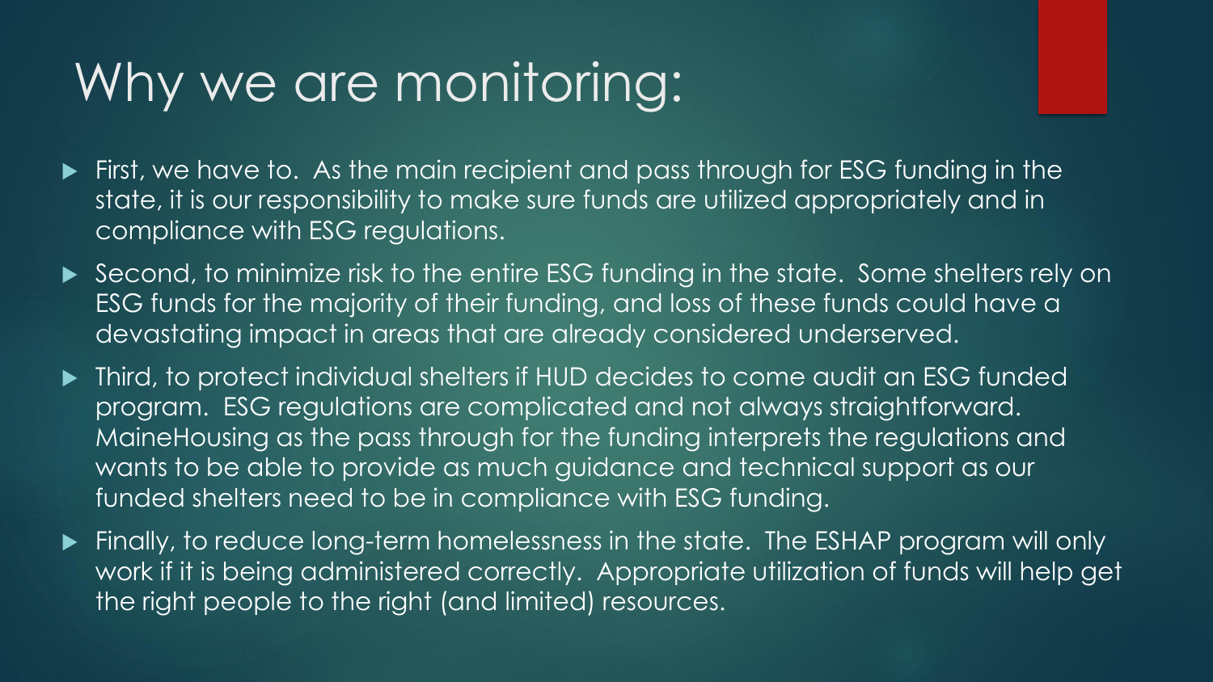# Why we are monitoring:

- First, we have to. As the main recipient and pass through for ESG funding in the state, it is our responsibility to make sure funds are utilized appropriately and in compliance with ESG regulations.
- Second, to minimize risk to the entire ESG funding in the state. Some shelters rely on ESG funds for the majority of their funding, and loss of these funds could have a devastating impact in areas that are already considered underserved.
- Third, to protect individual shelters if HUD decides to come audit an ESG funded program. ESG regulations are complicated and not always straightforward. MaineHousing as the pass through for the funding interprets the regulations and wants to be able to provide as much guidance and technical support as our funded shelters need to be in compliance with ESG funding.
- Finally, to reduce long-term homelessness in the state. The ESHAP program will only work if it is being administered correctly. Appropriate utilization of funds will help get the right people to the right (and limited) resources.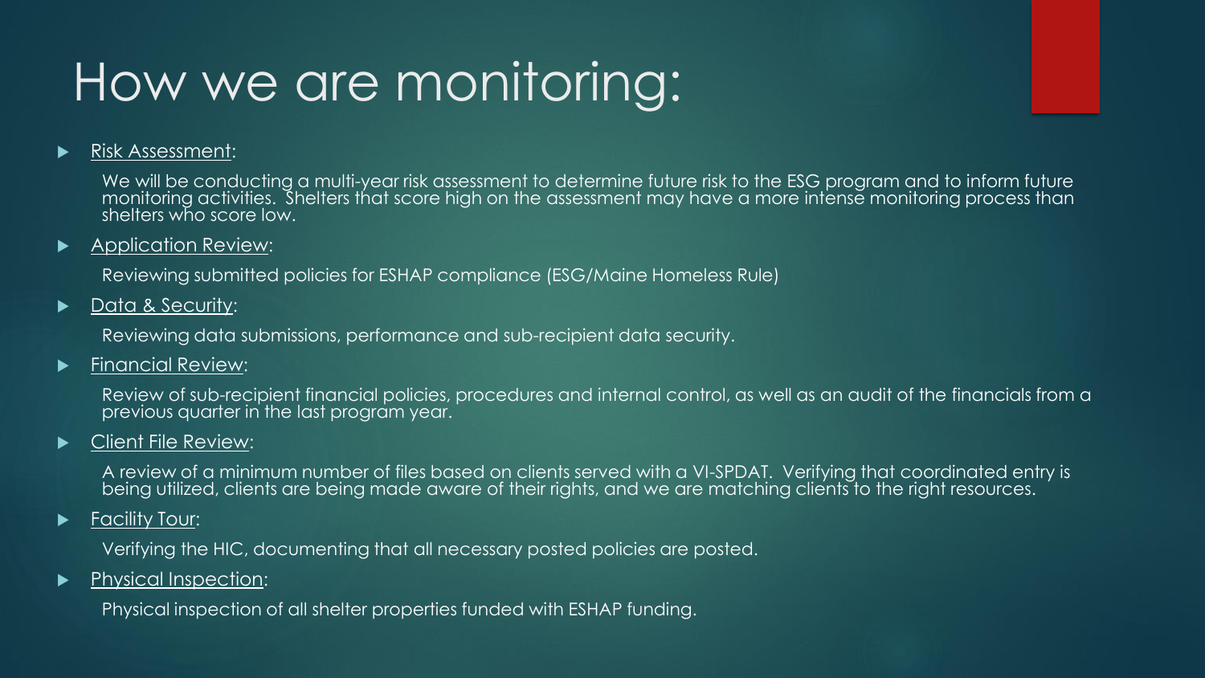# How we are monitoring:

- Risk Assessment:

  We will be conducting a multi-year risk assessment to determine future risk to the ESG program and to inform future monitoring activities. Shelters that score high on the assessment may have a more intense monitoring process than shelters who score low.

- Application Review:

  Reviewing submitted policies for ESHAP compliance (ESG/Maine Homeless Rule)

- Data & Security:

  Reviewing data submissions, performance and sub-recipient data security.

- Financial Review:

  Review of sub-recipient financial policies, procedures and internal control, as well as an audit of the financials from a previous quarter in the last program year.

- Client File Review:

  A review of a minimum number of files based on clients served with a VI-SPDAT. Verifying that coordinated entry is being utilized, clients are being made aware of their rights, and we are matching clients to the right resources.

- Facility Tour:

  Verifying the HIC, documenting that all necessary posted policies are posted.

- Physical Inspection:

  Physical inspection of all shelter properties funded with ESHAP funding.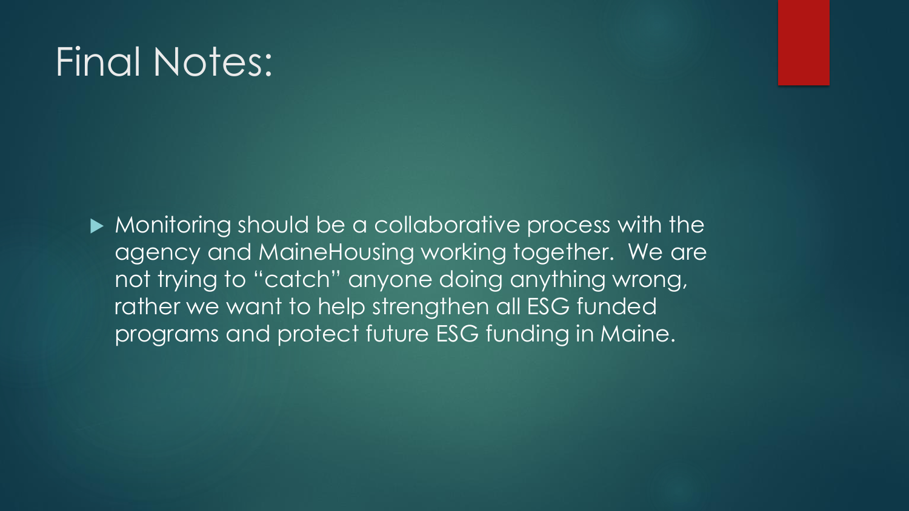# Final Notes:

- Monitoring should be a collaborative process with the agency and MaineHousing working together. We are not trying to "catch" anyone doing anything wrong, rather we want to help strengthen all ESG funded programs and protect future ESG funding in Maine.